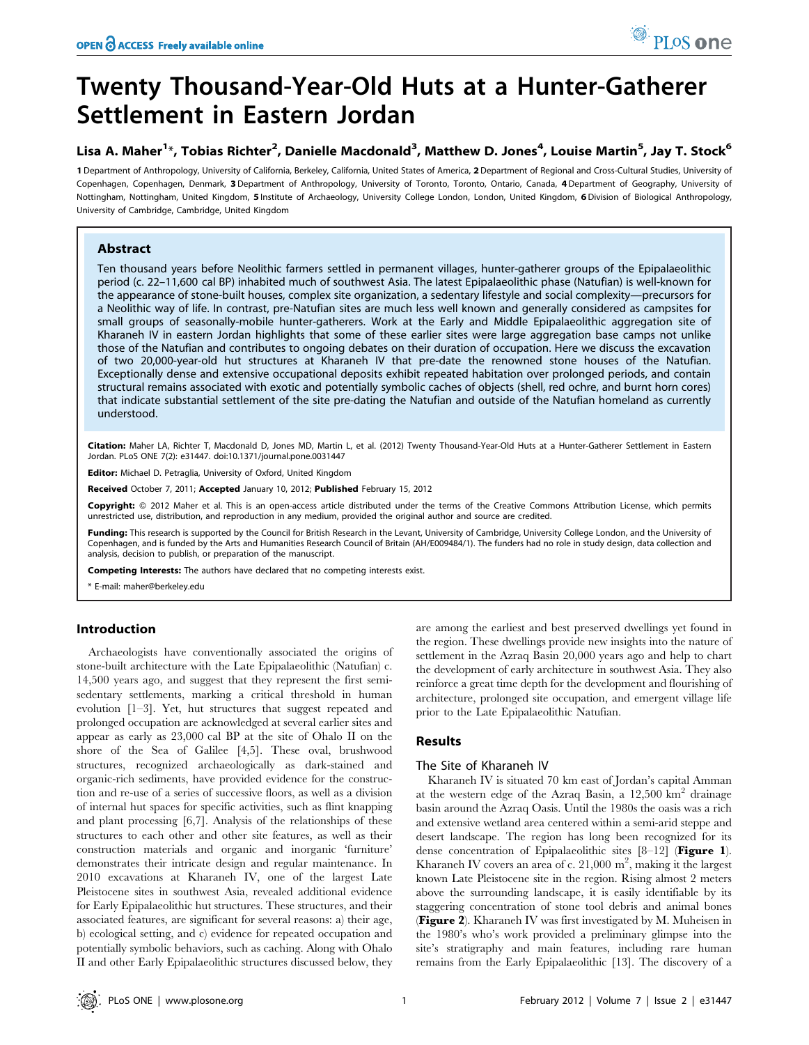# Twenty Thousand-Year-Old Huts at a Hunter-Gatherer Settlement in Eastern Jordan

**Lisa A. Maher[1]*, Tobias Richter[2], Danielle Macdonald[3], Matthew D. Jones[4], Louise Martin[5], Jay T. Stock[6]**

1 Department of Anthropology, University of California, Berkeley, California, United States of America, 2 Department of Regional and Cross-Cultural Studies, University of Copenhagen, Copenhagen, Denmark, 3 Department of Anthropology, University of Toronto, Toronto, Ontario, Canada, 4 Department of Geography, University of Nottingham, Nottingham, United Kingdom, 5 Institute of Archaeology, University College London, London, United Kingdom, 6 Division of Biological Anthropology, University of Cambridge, Cambridge, United Kingdom

## Abstract

Ten thousand years before Neolithic farmers settled in permanent villages, hunter-gatherer groups of the Epipalaeolithic period (c. 22–11,600 cal BP) inhabited much of southwest Asia. The latest Epipalaeolithic phase (Natufian) is well-known for the appearance of stone-built houses, complex site organization, a sedentary lifestyle and social complexity—precursors for a Neolithic way of life. In contrast, pre-Natufian sites are much less well known and generally considered as campsites for small groups of seasonally-mobile hunter-gatherers. Work at the Early and Middle Epipalaeolithic aggregation site of Kharaneh IV in eastern Jordan highlights that some of these earlier sites were large aggregation base camps not unlike those of the Natufian and contributes to ongoing debates on their duration of occupation. Here we discuss the excavation of two 20,000-year-old hut structures at Kharaneh IV that pre-date the renowned stone houses of the Natufian. Exceptionally dense and extensive occupational deposits exhibit repeated habitation over prolonged periods, and contain structural remains associated with exotic and potentially symbolic caches of objects (shell, red ochre, and burnt horn cores) that indicate substantial settlement of the site pre-dating the Natufian and outside of the Natufian homeland as currently understood.

**Citation:** Maher LA, Richter T, Macdonald D, Jones MD, Martin L, et al. (2012) Twenty Thousand-Year-Old Huts at a Hunter-Gatherer Settlement in Eastern Jordan. PLoS ONE 7(2): e31447. doi:10.1371/journal.pone.0031447

**Editor:** Michael D. Petraglia, University of Oxford, United Kingdom

**Received** October 7, 2011; **Accepted** January 10, 2012; **Published** February 15, 2012

**Copyright:** © 2012 Maher et al. This is an open-access article distributed under the terms of the Creative Commons Attribution License, which permits unrestricted use, distribution, and reproduction in any medium, provided the original author and source are credited.

**Funding:** This research is supported by the Council for British Research in the Levant, University of Cambridge, University College London, and the University of Copenhagen, and is funded by the Arts and Humanities Research Council of Britain (AH/E009484/1). The funders had no role in study design, data collection and analysis, decision to publish, or preparation of the manuscript.

**Competing Interests:** The authors have declared that no competing interests exist.

* E-mail: maher@berkeley.edu

## Introduction

Archaeologists have conventionally associated the origins of stone-built architecture with the Late Epipalaeolithic (Natufian) c. 14,500 years ago, and suggest that they represent the first semi-sedentary settlements, marking a critical threshold in human evolution [1–3]. Yet, hut structures that suggest repeated and prolonged occupation are acknowledged at several earlier sites and appear as early as 23,000 cal BP at the site of Ohalo II on the shore of the Sea of Galilee [4,5]. These oval, brushwood structures, recognized archaeologically as dark-stained and organic-rich sediments, have provided evidence for the construction and re-use of a series of successive floors, as well as a division of internal hut spaces for specific activities, such as flint knapping and plant processing [6,7]. Analysis of the relationships of these structures to each other and other site features, as well as their construction materials and organic and inorganic 'furniture' demonstrates their intricate design and regular maintenance. In 2010 excavations at Kharaneh IV, one of the largest Late Pleistocene sites in southwest Asia, revealed additional evidence for Early Epipalaeolithic hut structures. These structures, and their associated features, are significant for several reasons: a) their age, b) ecological setting, and c) evidence for repeated occupation and potentially symbolic behaviors, such as caching. Along with Ohalo II and other Early Epipalaeolithic structures discussed below, they are among the earliest and best preserved dwellings yet found in the region. These dwellings provide new insights into the nature of settlement in the Azraq Basin 20,000 years ago and help to chart the development of early architecture in southwest Asia. They also reinforce a great time depth for the development and flourishing of architecture, prolonged site occupation, and emergent village life prior to the Late Epipalaeolithic Natufian.

## Results

### The Site of Kharaneh IV

Kharaneh IV is situated 70 km east of Jordan's capital Amman at the western edge of the Azraq Basin, a 12,500 km$^2$ drainage basin around the Azraq Oasis. Until the 1980s the oasis was a rich and extensive wetland area centered within a semi-arid steppe and desert landscape. The region has long been recognized for its dense concentration of Epipalaeolithic sites [8–12] (**Figure 1**). Kharaneh IV covers an area of c. 21,000 m$^2$, making it the largest known Late Pleistocene site in the region. Rising almost 2 meters above the surrounding landscape, it is easily identifiable by its staggering concentration of stone tool debris and animal bones (**Figure 2**). Kharaneh IV was first investigated by M. Muheisen in the 1980's who's work provided a preliminary glimpse into the site's stratigraphy and main features, including rare human remains from the Early Epipalaeolithic [13]. The discovery of a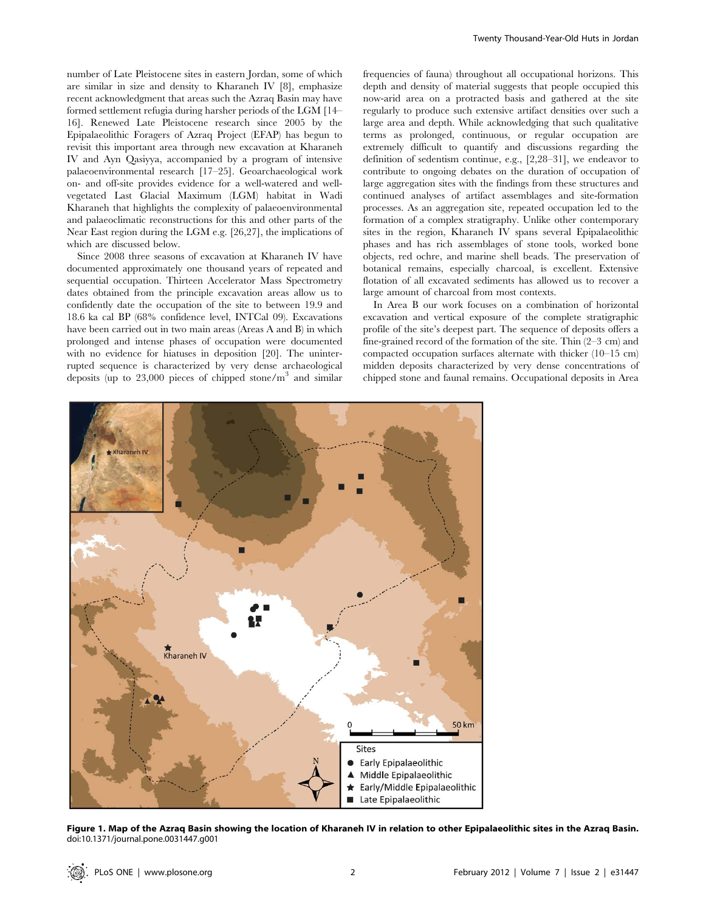number of Late Pleistocene sites in eastern Jordan, some of which are similar in size and density to Kharaneh IV [8], emphasize recent acknowledgment that areas such the Azraq Basin may have formed settlement refugia during harsher periods of the LGM [14–16]. Renewed Late Pleistocene research since 2005 by the Epipalaeolithic Foragers of Azraq Project (EFAP) has begun to revisit this important area through new excavation at Kharaneh IV and Ayn Qasiyya, accompanied by a program of intensive palaeoenvironmental research [17–25]. Geoarchaeological work on- and off-site provides evidence for a well-watered and well-vegetated Last Glacial Maximum (LGM) habitat in Wadi Kharaneh that highlights the complexity of palaeoenvironmental and palaeoclimatic reconstructions for this and other parts of the Near East region during the LGM e.g. [26,27], the implications of which are discussed below.

Since 2008 three seasons of excavation at Kharaneh IV have documented approximately one thousand years of repeated and sequential occupation. Thirteen Accelerator Mass Spectrometry dates obtained from the principle excavation areas allow us to confidently date the occupation of the site to between 19.9 and 18.6 ka cal BP (68% confidence level, INTCal 09). Excavations have been carried out in two main areas (Areas A and B) in which prolonged and intense phases of occupation were documented with no evidence for hiatuses in deposition [20]. The uninterrupted sequence is characterized by very dense archaeological deposits (up to 23,000 pieces of chipped stone/$m^3$ and similar frequencies of fauna) throughout all occupational horizons. This depth and density of material suggests that people occupied this now-arid area on a protracted basis and gathered at the site regularly to produce such extensive artifact densities over such a large area and depth. While acknowledging that such qualitative terms as prolonged, continuous, or regular occupation are extremely difficult to quantify and discussions regarding the definition of sedentism continue, e.g., [2,28–31], we endeavor to contribute to ongoing debates on the duration of occupation of large aggregation sites with the findings from these structures and continued analyses of artifact assemblages and site-formation processes. As an aggregation site, repeated occupation led to the formation of a complex stratigraphy. Unlike other contemporary sites in the region, Kharaneh IV spans several Epipalaeolithic phases and has rich assemblages of stone tools, worked bone objects, red ochre, and marine shell beads. The preservation of botanical remains, especially charcoal, is excellent. Extensive flotation of all excavated sediments has allowed us to recover a large amount of charcoal from most contexts.

In Area B our work focuses on a combination of horizontal excavation and vertical exposure of the complete stratigraphic profile of the site's deepest part. The sequence of deposits offers a fine-grained record of the formation of the site. Thin (2–3 cm) and compacted occupation surfaces alternate with thicker (10–15 cm) midden deposits characterized by very dense concentrations of chipped stone and faunal remains. Occupational deposits in Area

**Figure 1. Map of the Azraq Basin showing the location of Kharaneh IV in relation to other Epipalaeolithic sites in the Azraq Basin.**
doi:10.1371/journal.pone.0031447.g001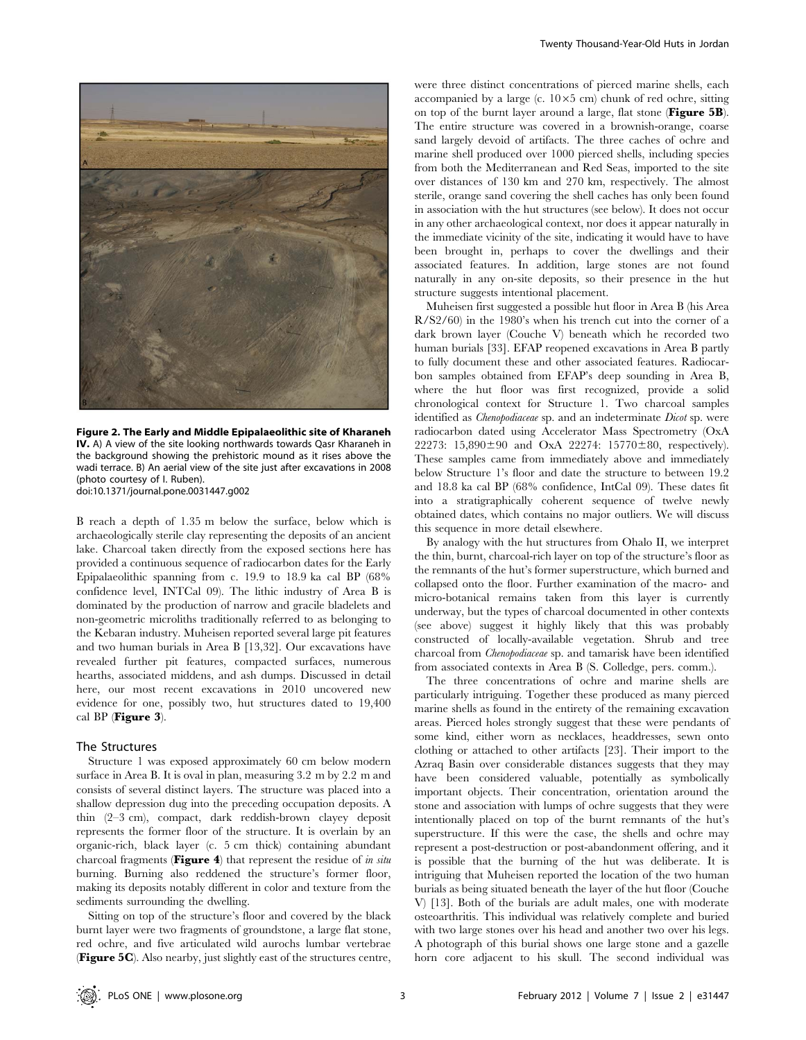**Figure 2. The Early and Middle Epipalaeolithic site of Kharaneh IV.** A) A view of the site looking northwards towards Qasr Kharaneh in the background showing the prehistoric mound as it rises above the wadi terrace. B) An aerial view of the site just after excavations in 2008 (photo courtesy of I. Ruben).
doi:10.1371/journal.pone.0031447.g002

B reach a depth of 1.35 m below the surface, below which is archaeologically sterile clay representing the deposits of an ancient lake. Charcoal taken directly from the exposed sections here has provided a continuous sequence of radiocarbon dates for the Early Epipalaeolithic spanning from c. 19.9 to 18.9 ka cal BP (68% confidence level, INTCal 09). The lithic industry of Area B is dominated by the production of narrow and gracile bladelets and non-geometric microliths traditionally referred to as belonging to the Kebaran industry. Muheisen reported several large pit features and two human burials in Area B [13,32]. Our excavations have revealed further pit features, compacted surfaces, numerous hearths, associated middens, and ash dumps. Discussed in detail here, our most recent excavations in 2010 uncovered new evidence for one, possibly two, hut structures dated to 19,400 cal BP (**Figure 3**).

## The Structures

Structure 1 was exposed approximately 60 cm below modern surface in Area B. It is oval in plan, measuring 3.2 m by 2.2 m and consists of several distinct layers. The structure was placed into a shallow depression dug into the preceding occupation deposits. A thin (2–3 cm), compact, dark reddish-brown clayey deposit represents the former floor of the structure. It is overlain by an organic-rich, black layer (c. 5 cm thick) containing abundant charcoal fragments (**Figure 4**) that represent the residue of *in situ* burning. Burning also reddened the structure's former floor, making its deposits notably different in color and texture from the sediments surrounding the dwelling.

Sitting on top of the structure's floor and covered by the black burnt layer were two fragments of groundstone, a large flat stone, red ochre, and five articulated wild aurochs lumbar vertebrae (**Figure 5C**). Also nearby, just slightly east of the structures centre, were three distinct concentrations of pierced marine shells, each accompanied by a large (c. 10×5 cm) chunk of red ochre, sitting on top of the burnt layer around a large, flat stone (**Figure 5B**). The entire structure was covered in a brownish-orange, coarse sand largely devoid of artifacts. The three caches of ochre and marine shell produced over 1000 pierced shells, including species from both the Mediterranean and Red Seas, imported to the site over distances of 130 km and 270 km, respectively. The almost sterile, orange sand covering the shell caches has only been found in association with the hut structures (see below). It does not occur in any other archaeological context, nor does it appear naturally in the immediate vicinity of the site, indicating it would have to have been brought in, perhaps to cover the dwellings and their associated features. In addition, large stones are not found naturally in any on-site deposits, so their presence in the hut structure suggests intentional placement.

Muheisen first suggested a possible hut floor in Area B (his Area R/S2/60) in the 1980's when his trench cut into the corner of a dark brown layer (Couche V) beneath which he recorded two human burials [33]. EFAP reopened excavations in Area B partly to fully document these and other associated features. Radiocarbon samples obtained from EFAP's deep sounding in Area B, where the hut floor was first recognized, provide a solid chronological context for Structure 1. Two charcoal samples identified as *Chenopodiaceae* sp. and an indeterminate *Dicot* sp. were radiocarbon dated using Accelerator Mass Spectrometry (OxA 22273: 15,890±90 and OxA 22274: 15770±80, respectively). These samples came from immediately above and immediately below Structure 1's floor and date the structure to between 19.2 and 18.8 ka cal BP (68% confidence, IntCal 09). These dates fit into a stratigraphically coherent sequence of twelve newly obtained dates, which contains no major outliers. We will discuss this sequence in more detail elsewhere.

By analogy with the hut structures from Ohalo II, we interpret the thin, burnt, charcoal-rich layer on top of the structure's floor as the remnants of the hut's former superstructure, which burned and collapsed onto the floor. Further examination of the macro- and micro-botanical remains taken from this layer is currently underway, but the types of charcoal documented in other contexts (see above) suggest it highly likely that this was probably constructed of locally-available vegetation. Shrub and tree charcoal from *Chenopodiaceae* sp. and tamarisk have been identified from associated contexts in Area B (S. Colledge, pers. comm.).

The three concentrations of ochre and marine shells are particularly intriguing. Together these produced as many pierced marine shells as found in the entirety of the remaining excavation areas. Pierced holes strongly suggest that these were pendants of some kind, either worn as necklaces, headdresses, sewn onto clothing or attached to other artifacts [23]. Their import to the Azraq Basin over considerable distances suggests that they may have been considered valuable, potentially as symbolically important objects. Their concentration, orientation around the stone and association with lumps of ochre suggests that they were intentionally placed on top of the burnt remnants of the hut's superstructure. If this were the case, the shells and ochre may represent a post-destruction or post-abandonment offering, and it is possible that the burning of the hut was deliberate. It is intriguing that Muheisen reported the location of the two human burials as being situated beneath the layer of the hut floor (Couche V) [13]. Both of the burials are adult males, one with moderate osteoarthritis. This individual was relatively complete and buried with two large stones over his head and another two over his legs. A photograph of this burial shows one large stone and a gazelle horn core adjacent to his skull. The second individual was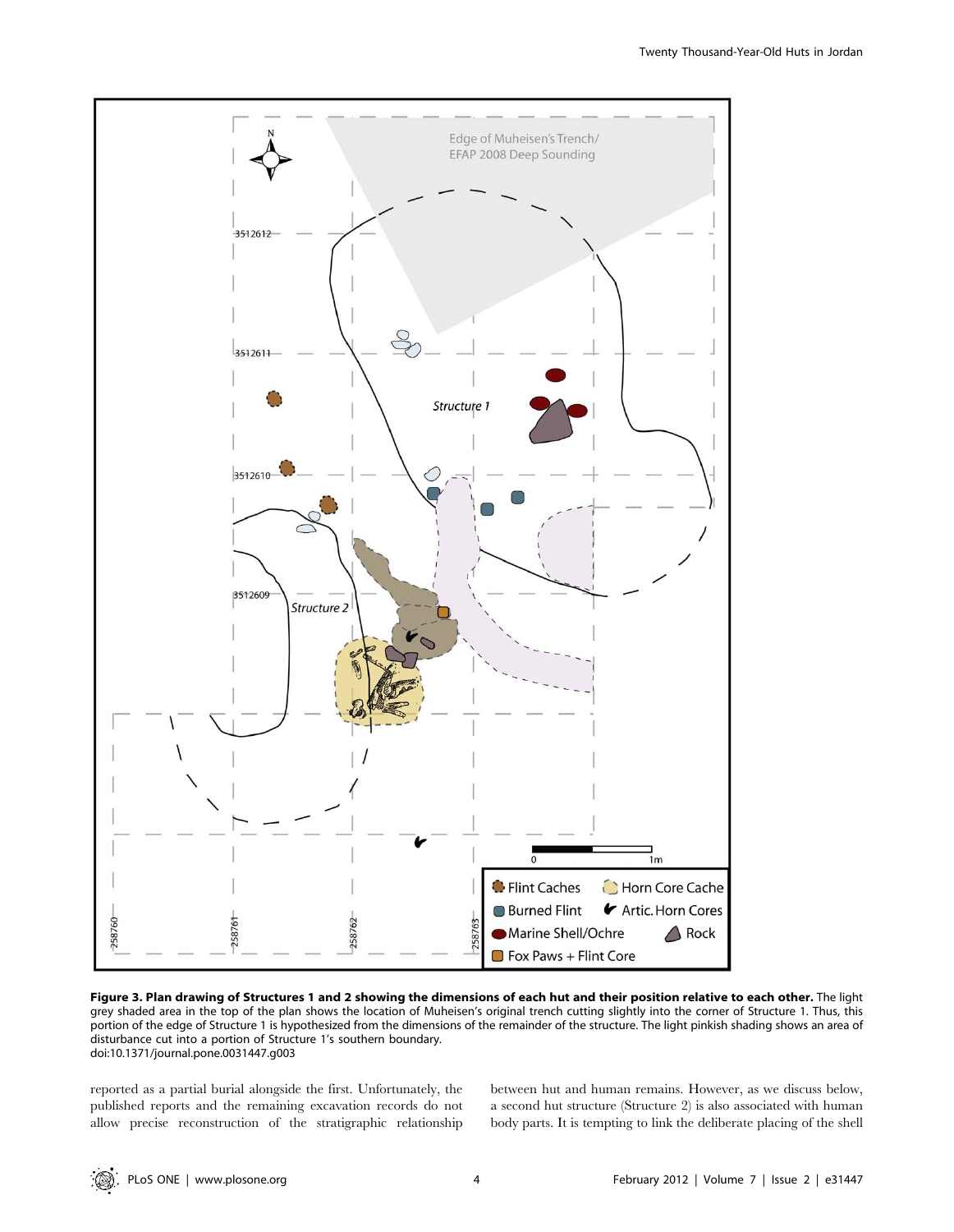**Figure 3. Plan drawing of Structures 1 and 2 showing the dimensions of each hut and their position relative to each other.** The light grey shaded area in the top of the plan shows the location of Muheisen's original trench cutting slightly into the corner of Structure 1. Thus, this portion of the edge of Structure 1 is hypothesized from the dimensions of the remainder of the structure. The light pinkish shading shows an area of disturbance cut into a portion of Structure 1's southern boundary.
doi:10.1371/journal.pone.0031447.g003

reported as a partial burial alongside the first. Unfortunately, the published reports and the remaining excavation records do not allow precise reconstruction of the stratigraphic relationship between hut and human remains. However, as we discuss below, a second hut structure (Structure 2) is also associated with human body parts. It is tempting to link the deliberate placing of the shell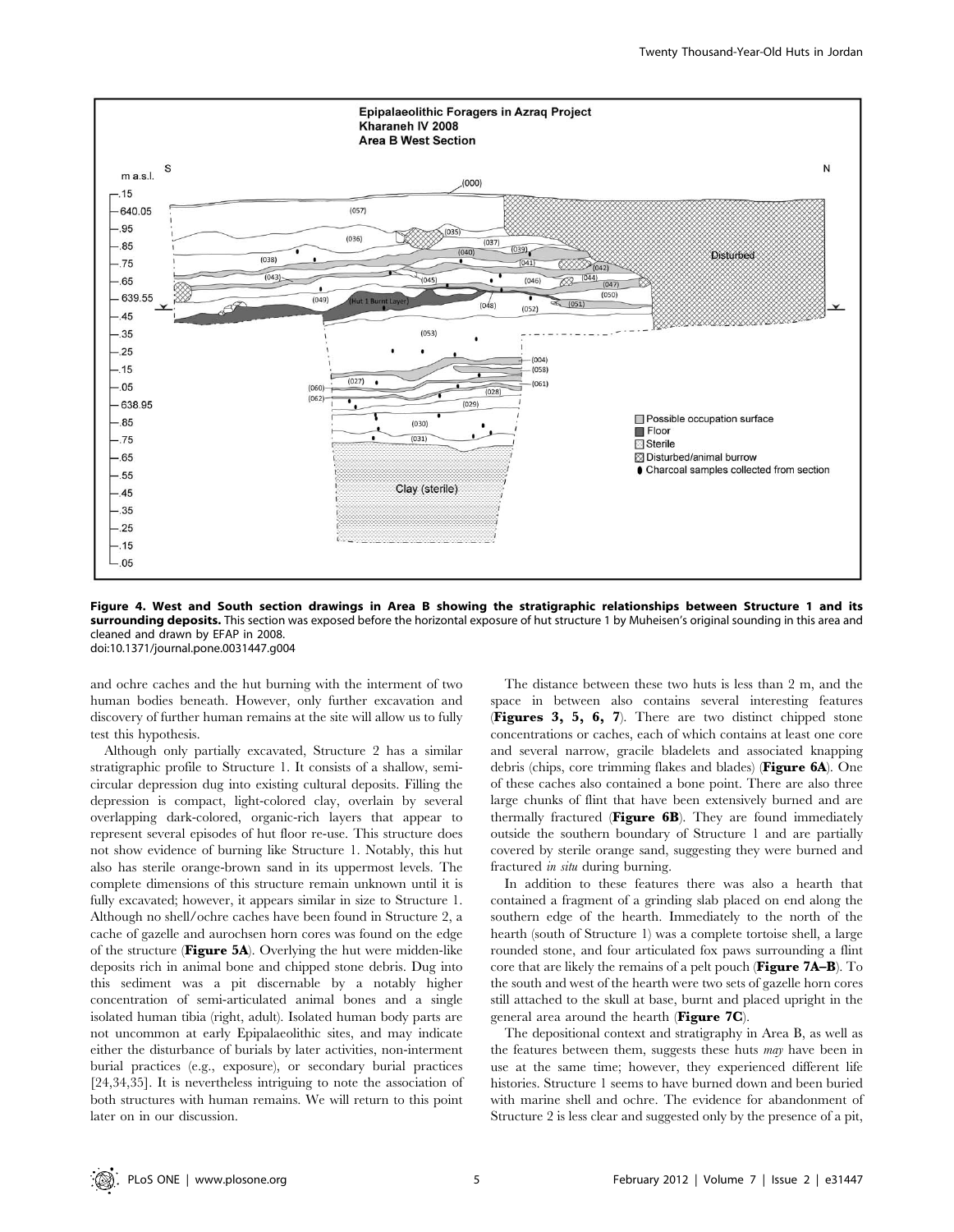**Figure 4. West and South section drawings in Area B showing the stratigraphic relationships between Structure 1 and its surrounding deposits.** This section was exposed before the horizontal exposure of hut structure 1 by Muheisen's original sounding in this area and cleaned and drawn by EFAP in 2008.
doi:10.1371/journal.pone.0031447.g004

and ochre caches and the hut burning with the interment of two human bodies beneath. However, only further excavation and discovery of further human remains at the site will allow us to fully test this hypothesis.

Although only partially excavated, Structure 2 has a similar stratigraphic profile to Structure 1. It consists of a shallow, semi-circular depression dug into existing cultural deposits. Filling the depression is compact, light-colored clay, overlain by several overlapping dark-colored, organic-rich layers that appear to represent several episodes of hut floor re-use. This structure does not show evidence of burning like Structure 1. Notably, this hut also has sterile orange-brown sand in its uppermost levels. The complete dimensions of this structure remain unknown until it is fully excavated; however, it appears similar in size to Structure 1. Although no shell/ochre caches have been found in Structure 2, a cache of gazelle and aurochsen horn cores was found on the edge of the structure (**Figure 5A**). Overlying the hut were midden-like deposits rich in animal bone and chipped stone debris. Dug into this sediment was a pit discernable by a notably higher concentration of semi-articulated animal bones and a single isolated human tibia (right, adult). Isolated human body parts are not uncommon at early Epipalaeolithic sites, and may indicate either the disturbance of burials by later activities, non-interment burial practices (e.g., exposure), or secondary burial practices [24,34,35]. It is nevertheless intriguing to note the association of both structures with human remains. We will return to this point later on in our discussion.

The distance between these two huts is less than 2 m, and the space in between also contains several interesting features (**Figures 3, 5, 6, 7**). There are two distinct chipped stone concentrations or caches, each of which contains at least one core and several narrow, gracile bladelets and associated knapping debris (chips, core trimming flakes and blades) (**Figure 6A**). One of these caches also contained a bone point. There are also three large chunks of flint that have been extensively burned and are thermally fractured (**Figure 6B**). They are found immediately outside the southern boundary of Structure 1 and are partially covered by sterile orange sand, suggesting they were burned and fractured *in situ* during burning.

In addition to these features there was also a hearth that contained a fragment of a grinding slab placed on end along the southern edge of the hearth. Immediately to the north of the hearth (south of Structure 1) was a complete tortoise shell, a large rounded stone, and four articulated fox paws surrounding a flint core that are likely the remains of a pelt pouch (**Figure 7A–B**). To the south and west of the hearth were two sets of gazelle horn cores still attached to the skull at base, burnt and placed upright in the general area around the hearth (**Figure 7C**).

The depositional context and stratigraphy in Area B, as well as the features between them, suggests these huts *may* have been in use at the same time; however, they experienced different life histories. Structure 1 seems to have burned down and been buried with marine shell and ochre. The evidence for abandonment of Structure 2 is less clear and suggested only by the presence of a pit,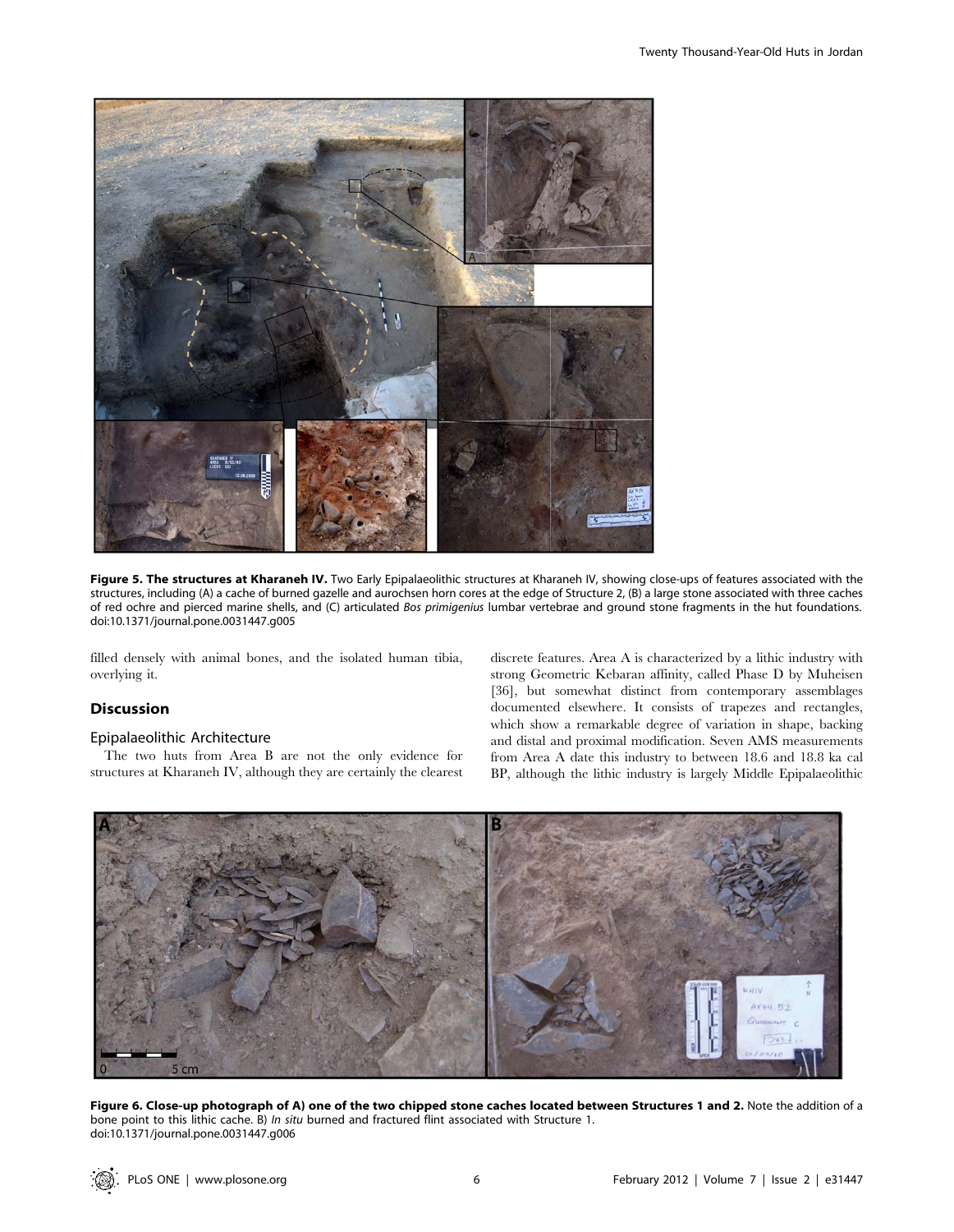**Figure 5. The structures at Kharaneh IV.** Two Early Epipalaeolithic structures at Kharaneh IV, showing close-ups of features associated with the structures, including (A) a cache of burned gazelle and aurochsen horn cores at the edge of Structure 2, (B) a large stone associated with three caches of red ochre and pierced marine shells, and (C) articulated *Bos primigenius* lumbar vertebrae and ground stone fragments in the hut foundations. doi:10.1371/journal.pone.0031447.g005

filled densely with animal bones, and the isolated human tibia, overlying it.

## Discussion

### Epipalaeolithic Architecture

The two huts from Area B are not the only evidence for structures at Kharaneh IV, although they are certainly the clearest discrete features. Area A is characterized by a lithic industry with strong Geometric Kebaran affinity, called Phase D by Muheisen [36], but somewhat distinct from contemporary assemblages documented elsewhere. It consists of trapezes and rectangles, which show a remarkable degree of variation in shape, backing and distal and proximal modification. Seven AMS measurements from Area A date this industry to between 18.6 and 18.8 ka cal BP, although the lithic industry is largely Middle Epipalaeolithic

**Figure 6. Close-up photograph of A) one of the two chipped stone caches located between Structures 1 and 2.** Note the addition of a bone point to this lithic cache. B) *In situ* burned and fractured flint associated with Structure 1. doi:10.1371/journal.pone.0031447.g006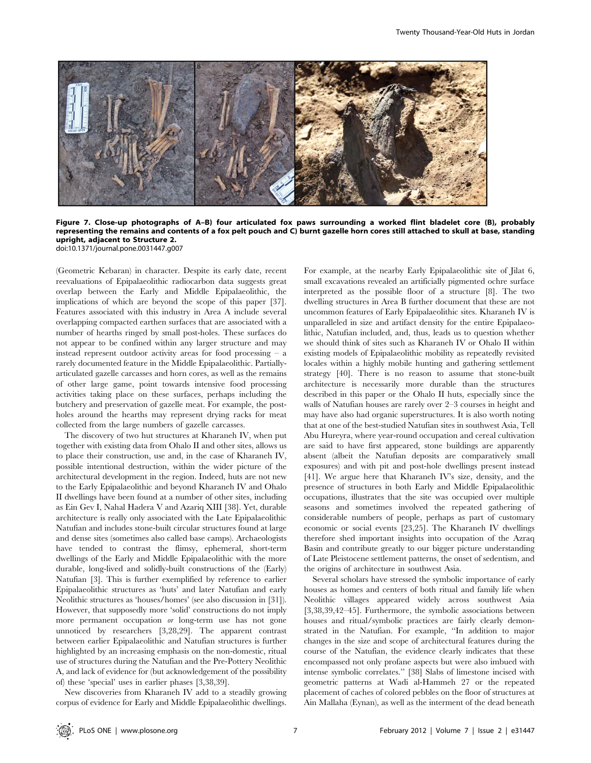**Figure 7. Close-up photographs of A–B) four articulated fox paws surrounding a worked flint bladelet core (B), probably representing the remains and contents of a fox pelt pouch and C) burnt gazelle horn cores still attached to skull at base, standing upright, adjacent to Structure 2.**
doi:10.1371/journal.pone.0031447.g007

(Geometric Kebaran) in character. Despite its early date, recent reevaluations of Epipalaeolithic radiocarbon data suggests great overlap between the Early and Middle Epipalaeolithic, the implications of which are beyond the scope of this paper [37]. Features associated with this industry in Area A include several overlapping compacted earthen surfaces that are associated with a number of hearths ringed by small post-holes. These surfaces do not appear to be confined within any larger structure and may instead represent outdoor activity areas for food processing – a rarely documented feature in the Middle Epipalaeolithic. Partially-articulated gazelle carcasses and horn cores, as well as the remains of other large game, point towards intensive food processing activities taking place on these surfaces, perhaps including the butchery and preservation of gazelle meat. For example, the post-holes around the hearths may represent drying racks for meat collected from the large numbers of gazelle carcasses.

The discovery of two hut structures at Kharaneh IV, when put together with existing data from Ohalo II and other sites, allows us to place their construction, use and, in the case of Kharaneh IV, possible intentional destruction, within the wider picture of the architectural development in the region. Indeed, huts are not new to the Early Epipalaeolithic and beyond Kharaneh IV and Ohalo II dwellings have been found at a number of other sites, including as Ein Gev I, Nahal Hadera V and Azariq XIII [38]. Yet, durable architecture is really only associated with the Late Epipalaeolithic Natufian and includes stone-built circular structures found at large and dense sites (sometimes also called base camps). Archaeologists have tended to contrast the flimsy, ephemeral, short-term dwellings of the Early and Middle Epipalaeolithic with the more durable, long-lived and solidly-built constructions of the (Early) Natufian [3]. This is further exemplified by reference to earlier Epipalaeolithic structures as 'huts' and later Natufian and early Neolithic structures as 'houses/homes' (see also discussion in [31]). However, that supposedly more 'solid' constructions do not imply more permanent occupation *or* long-term use has not gone unnoticed by researchers [3,28,29]. The apparent contrast between earlier Epipalaeolithic and Natufian structures is further highlighted by an increasing emphasis on the non-domestic, ritual use of structures during the Natufian and the Pre-Pottery Neolithic A, and lack of evidence for (but acknowledgement of the possibility of) these 'special' uses in earlier phases [3,38,39].

New discoveries from Kharaneh IV add to a steadily growing corpus of evidence for Early and Middle Epipalaeolithic dwellings. For example, at the nearby Early Epipalaeolithic site of Jilat 6, small excavations revealed an artificially pigmented ochre surface interpreted as the possible floor of a structure [8]. The two dwelling structures in Area B further document that these are not uncommon features of Early Epipalaeolithic sites. Kharaneh IV is unparalleled in size and artifact density for the entire Epipalaeolithic, Natufian included, and, thus, leads us to question whether we should think of sites such as Kharaneh IV or Ohalo II within existing models of Epipalaeolithic mobility as repeatedly revisited locales within a highly mobile hunting and gathering settlement strategy [40]. There is no reason to assume that stone-built architecture is necessarily more durable than the structures described in this paper or the Ohalo II huts, especially since the walls of Natufian houses are rarely over 2–3 courses in height and may have also had organic superstructures. It is also worth noting that at one of the best-studied Natufian sites in southwest Asia, Tell Abu Hureyra, where year-round occupation and cereal cultivation are said to have first appeared, stone buildings are apparently absent (albeit the Natufian deposits are comparatively small exposures) and with pit and post-hole dwellings present instead [41]. We argue here that Kharaneh IV's size, density, and the presence of structures in both Early and Middle Epipalaeolithic occupations, illustrates that the site was occupied over multiple seasons and sometimes involved the repeated gathering of considerable numbers of people, perhaps as part of customary economic or social events [23,25]. The Kharaneh IV dwellings therefore shed important insights into occupation of the Azraq Basin and contribute greatly to our bigger picture understanding of Late Pleistocene settlement patterns, the onset of sedentism, and the origins of architecture in southwest Asia.

Several scholars have stressed the symbolic importance of early houses as homes and centers of both ritual and family life when Neolithic villages appeared widely across southwest Asia [3,38,39,42–45]. Furthermore, the symbolic associations between houses and ritual/symbolic practices are fairly clearly demonstrated in the Natufian. For example, "In addition to major changes in the size and scope of architectural features during the course of the Natufian, the evidence clearly indicates that these encompassed not only profane aspects but were also imbued with intense symbolic correlates." [38] Slabs of limestone incised with geometric patterns at Wadi al-Hammeh 27 or the repeated placement of caches of colored pebbles on the floor of structures at Ain Mallaha (Eynan), as well as the interment of the dead beneath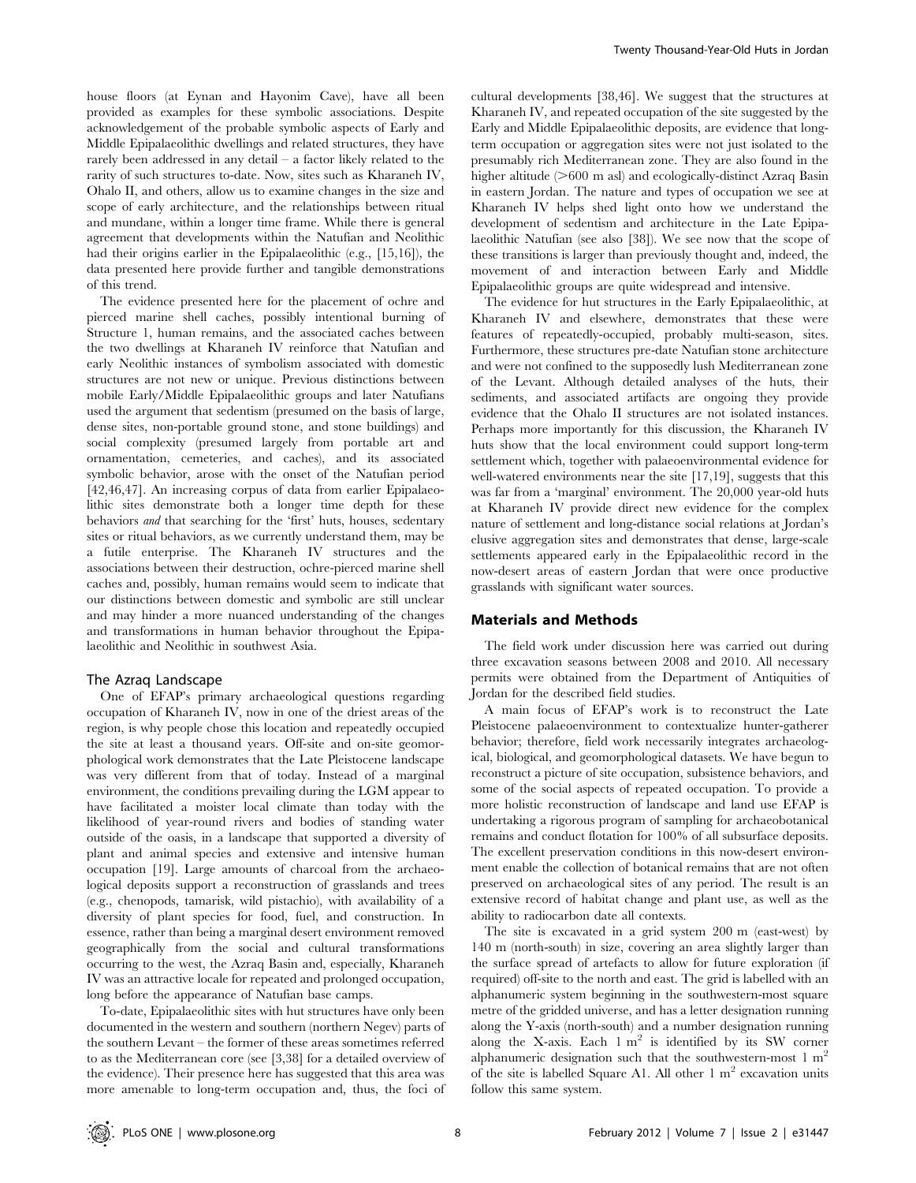house floors (at Eynan and Hayonim Cave), have all been provided as examples for these symbolic associations. Despite acknowledgement of the probable symbolic aspects of Early and Middle Epipalaeolithic dwellings and related structures, they have rarely been addressed in any detail – a factor likely related to the rarity of such structures to-date. Now, sites such as Kharaneh IV, Ohalo II, and others, allow us to examine changes in the size and scope of early architecture, and the relationships between ritual and mundane, within a longer time frame. While there is general agreement that developments within the Natufian and Neolithic had their origins earlier in the Epipalaeolithic (e.g., [15,16]), the data presented here provide further and tangible demonstrations of this trend.

The evidence presented here for the placement of ochre and pierced marine shell caches, possibly intentional burning of Structure 1, human remains, and the associated caches between the two dwellings at Kharaneh IV reinforce that Natufian and early Neolithic instances of symbolism associated with domestic structures are not new or unique. Previous distinctions between mobile Early/Middle Epipalaeolithic groups and later Natufians used the argument that sedentism (presumed on the basis of large, dense sites, non-portable ground stone, and stone buildings) and social complexity (presumed largely from portable art and ornamentation, cemeteries, and caches), and its associated symbolic behavior, arose with the onset of the Natufian period [42,46,47]. An increasing corpus of data from earlier Epipalaeolithic sites demonstrate both a longer time depth for these behaviors *and* that searching for the 'first' huts, houses, sedentary sites or ritual behaviors, as we currently understand them, may be a futile enterprise. The Kharaneh IV structures and the associations between their destruction, ochre-pierced marine shell caches and, possibly, human remains would seem to indicate that our distinctions between domestic and symbolic are still unclear and may hinder a more nuanced understanding of the changes and transformations in human behavior throughout the Epipalaeolithic and Neolithic in southwest Asia.

### The Azraq Landscape

One of EFAP's primary archaeological questions regarding occupation of Kharaneh IV, now in one of the driest areas of the region, is why people chose this location and repeatedly occupied the site at least a thousand years. Off-site and on-site geomorphological work demonstrates that the Late Pleistocene landscape was very different from that of today. Instead of a marginal environment, the conditions prevailing during the LGM appear to have facilitated a moister local climate than today with the likelihood of year-round rivers and bodies of standing water outside of the oasis, in a landscape that supported a diversity of plant and animal species and extensive and intensive human occupation [19]. Large amounts of charcoal from the archaeological deposits support a reconstruction of grasslands and trees (e.g., chenopods, tamarisk, wild pistachio), with availability of a diversity of plant species for food, fuel, and construction. In essence, rather than being a marginal desert environment removed geographically from the social and cultural transformations occurring to the west, the Azraq Basin and, especially, Kharaneh IV was an attractive locale for repeated and prolonged occupation, long before the appearance of Natufian base camps.

To-date, Epipalaeolithic sites with hut structures have only been documented in the western and southern (northern Negev) parts of the southern Levant – the former of these areas sometimes referred to as the Mediterranean core (see [3,38] for a detailed overview of the evidence). Their presence here has suggested that this area was more amenable to long-term occupation and, thus, the foci of cultural developments [38,46]. We suggest that the structures at Kharaneh IV, and repeated occupation of the site suggested by the Early and Middle Epipalaeolithic deposits, are evidence that long-term occupation or aggregation sites were not just isolated to the presumably rich Mediterranean zone. They are also found in the higher altitude (>600 m asl) and ecologically-distinct Azraq Basin in eastern Jordan. The nature and types of occupation we see at Kharaneh IV helps shed light onto how we understand the development of sedentism and architecture in the Late Epipalaeolithic Natufian (see also [38]). We see now that the scope of these transitions is larger than previously thought and, indeed, the movement of and interaction between Early and Middle Epipalaeolithic groups are quite widespread and intensive.

The evidence for hut structures in the Early Epipalaeolithic, at Kharaneh IV and elsewhere, demonstrates that these were features of repeatedly-occupied, probably multi-season, sites. Furthermore, these structures pre-date Natufian stone architecture and were not confined to the supposedly lush Mediterranean zone of the Levant. Although detailed analyses of the huts, their sediments, and associated artifacts are ongoing they provide evidence that the Ohalo II structures are not isolated instances. Perhaps more importantly for this discussion, the Kharaneh IV huts show that the local environment could support long-term settlement which, together with palaeoenvironmental evidence for well-watered environments near the site [17,19], suggests that this was far from a 'marginal' environment. The 20,000 year-old huts at Kharaneh IV provide direct new evidence for the complex nature of settlement and long-distance social relations at Jordan's elusive aggregation sites and demonstrates that dense, large-scale settlements appeared early in the Epipalaeolithic record in the now-desert areas of eastern Jordan that were once productive grasslands with significant water sources.

## Materials and Methods

The field work under discussion here was carried out during three excavation seasons between 2008 and 2010. All necessary permits were obtained from the Department of Antiquities of Jordan for the described field studies.

A main focus of EFAP's work is to reconstruct the Late Pleistocene palaeoenvironment to contextualize hunter-gatherer behavior; therefore, field work necessarily integrates archaeological, biological, and geomorphological datasets. We have begun to reconstruct a picture of site occupation, subsistence behaviors, and some of the social aspects of repeated occupation. To provide a more holistic reconstruction of landscape and land use EFAP is undertaking a rigorous program of sampling for archaeobotanical remains and conduct flotation for 100% of all subsurface deposits. The excellent preservation conditions in this now-desert environment enable the collection of botanical remains that are not often preserved on archaeological sites of any period. The result is an extensive record of habitat change and plant use, as well as the ability to radiocarbon date all contexts.

The site is excavated in a grid system 200 m (east-west) by 140 m (north-south) in size, covering an area slightly larger than the surface spread of artefacts to allow for future exploration (if required) off-site to the north and east. The grid is labelled with an alphanumeric system beginning in the southwestern-most square metre of the gridded universe, and has a letter designation running along the Y-axis (north-south) and a number designation running along the X-axis. Each 1 $m^2$ is identified by its SW corner alphanumeric designation such that the southwestern-most 1 $m^2$ of the site is labelled Square A1. All other 1 $m^2$ excavation units follow this same system.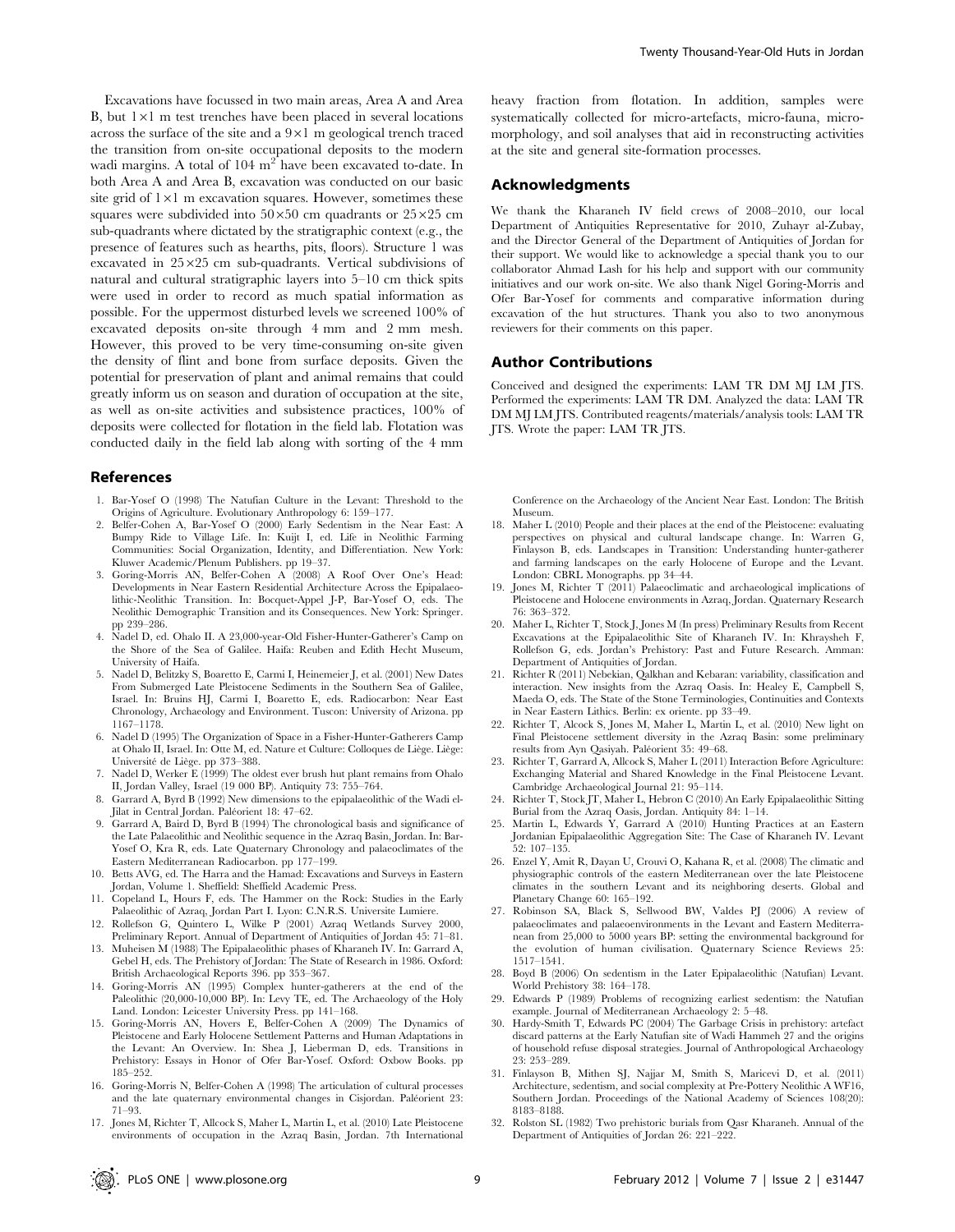Excavations have focussed in two main areas, Area A and Area B, but 1×1 m test trenches have been placed in several locations across the surface of the site and a 9×1 m geological trench traced the transition from on-site occupational deposits to the modern wadi margins. A total of 104 $m^2$ have been excavated to-date. In both Area A and Area B, excavation was conducted on our basic site grid of 1×1 m excavation squares. However, sometimes these squares were subdivided into 50×50 cm quadrants or 25×25 cm sub-quadrants where dictated by the stratigraphic context (e.g., the presence of features such as hearths, pits, floors). Structure 1 was excavated in 25×25 cm sub-quadrants. Vertical subdivisions of natural and cultural stratigraphic layers into 5–10 cm thick spits were used in order to record as much spatial information as possible. For the uppermost disturbed levels we screened 100% of excavated deposits on-site through 4 mm and 2 mm mesh. However, this proved to be very time-consuming on-site given the density of flint and bone from surface deposits. Given the potential for preservation of plant and animal remains that could greatly inform us on season and duration of occupation at the site, as well as on-site activities and subsistence practices, 100% of deposits were collected for flotation in the field lab. Flotation was conducted daily in the field lab along with sorting of the 4 mm heavy fraction from flotation. In addition, samples were systematically collected for micro-artefacts, micro-fauna, micromorphology, and soil analyses that aid in reconstructing activities at the site and general site-formation processes.

## Acknowledgments

We thank the Kharaneh IV field crews of 2008–2010, our local Department of Antiquities Representative for 2010, Zuhayr al-Zubay, and the Director General of the Department of Antiquities of Jordan for their support. We would like to acknowledge a special thank you to our collaborator Ahmad Lash for his help and support with our community initiatives and our work on-site. We also thank Nigel Goring-Morris and Ofer Bar-Yosef for comments and comparative information during excavation of the hut structures. Thank you also to two anonymous reviewers for their comments on this paper.

## Author Contributions

Conceived and designed the experiments: LAM TR DM MJ LM JTS. Performed the experiments: LAM TR DM. Analyzed the data: LAM TR DM MJ LM JTS. Contributed reagents/materials/analysis tools: LAM TR JTS. Wrote the paper: LAM TR JTS.

## References

1. Bar-Yosef O (1998) The Natufian Culture in the Levant: Threshold to the Origins of Agriculture. Evolutionary Anthropology 6: 159–177.
2. Belfer-Cohen A, Bar-Yosef O (2000) Early Sedentism in the Near East: A Bumpy Ride to Village Life. In: Kuijt I, ed. Life in Neolithic Farming Communities: Social Organization, Identity, and Differentiation. New York: Kluwer Academic/Plenum Publishers. pp 19–37.
3. Goring-Morris AN, Belfer-Cohen A (2008) A Roof Over One's Head: Developments in Near Eastern Residential Architecture Across the Epipalaeolithic-Neolithic Transition. In: Bocquet-Appel J-P, Bar-Yosef O, eds. The Neolithic Demographic Transition and its Consequences. New York: Springer. pp 239–286.
4. Nadel D, ed. Ohalo II. A 23,000-year-Old Fisher-Hunter-Gatherer's Camp on the Shore of the Sea of Galilee. Haifa: Reuben and Edith Hecht Museum, University of Haifa.
5. Nadel D, Belitzky S, Boaretto E, Carmi I, Heinemeier J, et al. (2001) New Dates From Submerged Late Pleistocene Sediments in the Southern Sea of Galilee, Israel. In: Bruins HJ, Carmi I, Boaretto E, eds. Radiocarbon: Near East Chronology, Archaeology and Environment. Tuscon: University of Arizona. pp 1167–1178.
6. Nadel D (1995) The Organization of Space in a Fisher-Hunter-Gatherers Camp at Ohalo II, Israel. In: Otte M, ed. Nature et Culture: Colloques de Liège. Liège: Université de Liège. pp 373–388.
7. Nadel D, Werker E (1999) The oldest ever brush hut plant remains from Ohalo II, Jordan Valley, Israel (19 000 BP). Antiquity 73: 755–764.
8. Garrard A, Byrd B (1992) New dimensions to the epipalaeolithic of the Wadi el-Jilat in Central Jordan. Paléorient 18: 47–62.
9. Garrard A, Baird D, Byrd B (1994) The chronological basis and significance of the Late Palaeolithic and Neolithic sequence in the Azraq Basin, Jordan. In: Bar-Yosef O, Kra R, eds. Late Quaternary Chronology and palaeoclimates of the Eastern Mediterranean Radiocarbon. pp 177–199.
10. Betts AVG, ed. The Harra and the Hamad: Excavations and Surveys in Eastern Jordan, Volume 1. Sheffield: Sheffield Academic Press.
11. Copeland L, Hours F, eds. The Hammer on the Rock: Studies in the Early Palaeolithic of Azraq, Jordan Part I. Lyon: C.N.R.S. Universite Lumiere.
12. Rollefson G, Quintero L, Wilke P (2001) Azraq Wetlands Survey 2000, Preliminary Report. Annual of Department of Antiquities of Jordan 45: 71–81.
13. Muheisen M (1988) The Epipalaeolithic phases of Kharaneh IV. In: Garrard A, Gebel H, eds. The Prehistory of Jordan: The State of Research in 1986. Oxford: British Archaeological Reports 396. pp 353–367.
14. Goring-Morris AN (1995) Complex hunter-gatherers at the end of the Paleolithic (20,000-10,000 BP). In: Levy TE, ed. The Archaeology of the Holy Land. London: Leicester University Press. pp 141–168.
15. Goring-Morris AN, Hovers E, Belfer-Cohen A (2009) The Dynamics of Pleistocene and Early Holocene Settlement Patterns and Human Adaptations in the Levant: An Overview. In: Shea J, Lieberman D, eds. Transitions in Prehistory: Essays in Honor of Ofer Bar-Yosef. Oxford: Oxbow Books. pp 185–252.
16. Goring-Morris N, Belfer-Cohen A (1998) The articulation of cultural processes and the late quaternary environmental changes in Cisjordan. Paléorient 23: 71–93.
17. Jones M, Richter T, Allcock S, Maher L, Martin L, et al. (2010) Late Pleistocene environments of occupation in the Azraq Basin, Jordan. 7th International Conference on the Archaeology of the Ancient Near East. London: The British Museum.
18. Maher L (2010) People and their places at the end of the Pleistocene: evaluating perspectives on physical and cultural landscape change. In: Warren G, Finlayson B, eds. Landscapes in Transition: Understanding hunter-gatherer and farming landscapes on the early Holocene of Europe and the Levant. London: CBRL Monographs. pp 34–44.
19. Jones M, Richter T (2011) Palaeoclimatic and archaeological implications of Pleistocene and Holocene environments in Azraq, Jordan. Quaternary Research 76: 363–372.
20. Maher L, Richter T, Stock J, Jones M (In press) Preliminary Results from Recent Excavations at the Epipalaeolithic Site of Kharaneh IV. In: Khraysheh F, Rollefson G, eds. Jordan's Prehistory: Past and Future Research. Amman: Department of Antiquities of Jordan.
21. Richter R (2011) Nebekian, Qalkhan and Kebaran: variability, classification and interaction. New insights from the Azraq Oasis. In: Healey E, Campbell S, Maeda O, eds. The State of the Stone Terminologies, Continuities and Contexts in Near Eastern Lithics. Berlin: ex oriente. pp 33–49.
22. Richter T, Alcock S, Jones M, Maher L, Martin L, et al. (2010) New light on Final Pleistocene settlement diversity in the Azraq Basin: some preliminary results from Ayn Qasiyah. Paléorient 35: 49–68.
23. Richter T, Garrard A, Allcock S, Maher L (2011) Interaction Before Agriculture: Exchanging Material and Shared Knowledge in the Final Pleistocene Levant. Cambridge Archaeological Journal 21: 95–114.
24. Richter T, Stock JT, Maher L, Hebron C (2010) An Early Epipalaeolithic Sitting Burial from the Azraq Oasis, Jordan. Antiquity 84: 1–14.
25. Martin L, Edwards Y, Garrard A (2010) Hunting Practices at an Eastern Jordanian Epipalaeolithic Aggregation Site: The Case of Kharaneh IV. Levant 52: 107–135.
26. Enzel Y, Amit R, Dayan U, Crouvi O, Kahana R, et al. (2008) The climatic and physiographic controls of the eastern Mediterranean over the late Pleistocene climates in the southern Levant and its neighboring deserts. Global and Planetary Change 60: 165–192.
27. Robinson SA, Black S, Sellwood BW, Valdes PJ (2006) A review of palaeoclimates and palaeoenvironments in the Levant and Eastern Mediterranean from 25,000 to 5000 years BP: setting the environmental background for the evolution of human civilisation. Quaternary Science Reviews 25: 1517–1541.
28. Boyd B (2006) On sedentism in the Later Epipalaeolithic (Natufian) Levant. World Prehistory 38: 164–178.
29. Edwards P (1989) Problems of recognizing earliest sedentism: the Natufian example. Journal of Mediterranean Archaeology 2: 5–48.
30. Hardy-Smith T, Edwards PC (2004) The Garbage Crisis in prehistory: artefact discard patterns at the Early Natufian site of Wadi Hammeh 27 and the origins of household refuse disposal strategies. Journal of Anthropological Archaeology 23: 253–289.
31. Finlayson B, Mithen SJ, Najjar M, Smith S, Maricevi D, et al. (2011) Architecture, sedentism, and social complexity at Pre-Pottery Neolithic A WF16, Southern Jordan. Proceedings of the National Academy of Sciences 108(20): 8183–8188.
32. Rolston SL (1982) Two prehistoric burials from Qasr Kharaneh. Annual of the Department of Antiquities of Jordan 26: 221–222.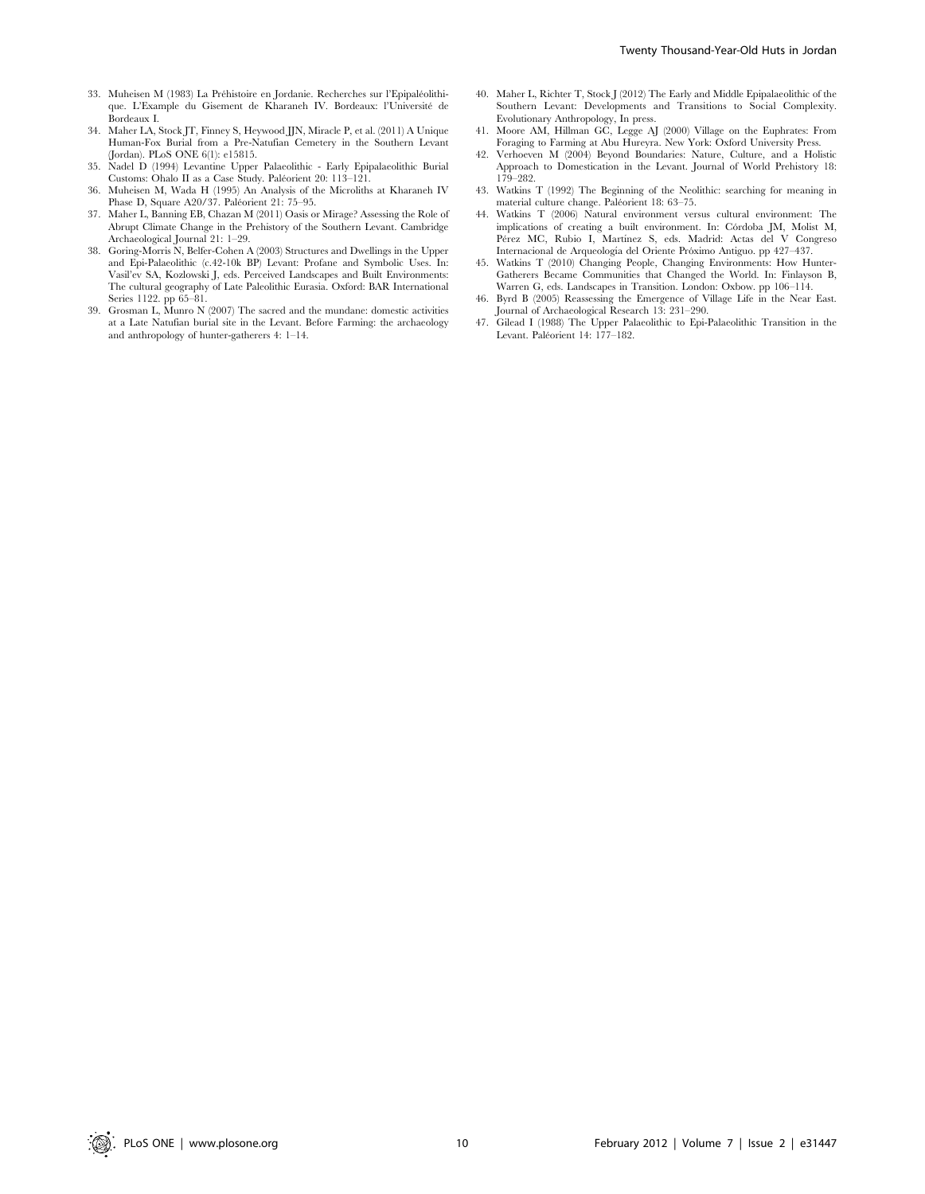33. Muheisen M (1983) La Préhistoire en Jordanie. Recherches sur l'Epipaléolithique. L'Example du Gisement de Kharaneh IV. Bordeaux: l'Université de Bordeaux I.
34. Maher LA, Stock JT, Finney S, Heywood JJN, Miracle P, et al. (2011) A Unique Human-Fox Burial from a Pre-Natufian Cemetery in the Southern Levant (Jordan). PLoS ONE 6(1): e15815.
35. Nadel D (1994) Levantine Upper Palaeolithic - Early Epipalaeolithic Burial Customs: Ohalo II as a Case Study. Paléorient 20: 113–121.
36. Muheisen M, Wada H (1995) An Analysis of the Microliths at Kharaneh IV Phase D, Square A20/37. Paléorient 21: 75–95.
37. Maher L, Banning EB, Chazan M (2011) Oasis or Mirage? Assessing the Role of Abrupt Climate Change in the Prehistory of the Southern Levant. Cambridge Archaeological Journal 21: 1–29.
38. Goring-Morris N, Belfer-Cohen A (2003) Structures and Dwellings in the Upper and Epi-Palaeolithic (c.42-10k BP) Levant: Profane and Symbolic Uses. In: Vasil'ev SA, Kozlowski J, eds. Perceived Landscapes and Built Environments: The cultural geography of Late Paleolithic Eurasia. Oxford: BAR International Series 1122. pp 65–81.
39. Grosman L, Munro N (2007) The sacred and the mundane: domestic activities at a Late Natufian burial site in the Levant. Before Farming: the archaeology and anthropology of hunter-gatherers 4: 1–14.
40. Maher L, Richter T, Stock J (2012) The Early and Middle Epipalaeolithic of the Southern Levant: Developments and Transitions to Social Complexity. Evolutionary Anthropology, In press.
41. Moore AM, Hillman GC, Legge AJ (2000) Village on the Euphrates: From Foraging to Farming at Abu Hureyra. New York: Oxford University Press.
42. Verhoeven M (2004) Beyond Boundaries: Nature, Culture, and a Holistic Approach to Domestication in the Levant. Journal of World Prehistory 18: 179–282.
43. Watkins T (1992) The Beginning of the Neolithic: searching for meaning in material culture change. Paléorient 18: 63–75.
44. Watkins T (2006) Natural environment versus cultural environment: The implications of creating a built environment. In: Córdoba JM, Molist M, Pérez MC, Rubio I, Martínez S, eds. Madrid: Actas del V Congreso Internacional de Arqueología del Oriente Próximo Antiguo. pp 427–437.
45. Watkins T (2010) Changing People, Changing Environments: How Hunter-Gatherers Became Communities that Changed the World. In: Finlayson B, Warren G, eds. Landscapes in Transition. London: Oxbow. pp 106–114.
46. Byrd B (2005) Reassessing the Emergence of Village Life in the Near East. Journal of Archaeological Research 13: 231–290.
47. Gilead I (1988) The Upper Palaeolithic to Epi-Palaeolithic Transition in the Levant. Paléorient 14: 177–182.